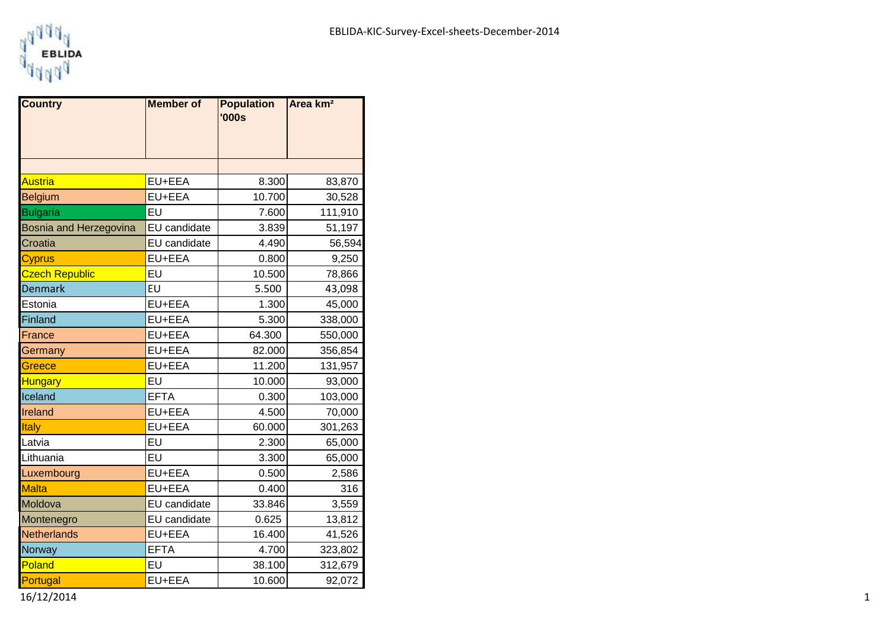EBLIDA

EBLIDA-KIC-Survey-Excel-sheets-December-2014

| Country | Member of | Population '000s | Area km² |
|---|---|---|---|
| | | | |
| Austria | EU+EEA | 8.300 | 83,870 |
| Belgium | EU+EEA | 10.700 | 30,528 |
| Bulgaria | EU | 7.600 | 111,910 |
| Bosnia and Herzegovina | EU candidate | 3.839 | 51,197 |
| Croatia | EU candidate | 4.490 | 56,594 |
| Cyprus | EU+EEA | 0.800 | 9,250 |
| Czech Republic | EU | 10.500 | 78,866 |
| Denmark | EU | 5.500 | 43,098 |
| Estonia | EU+EEA | 1.300 | 45,000 |
| Finland | EU+EEA | 5.300 | 338,000 |
| France | EU+EEA | 64.300 | 550,000 |
| Germany | EU+EEA | 82.000 | 356,854 |
| Greece | EU+EEA | 11.200 | 131,957 |
| Hungary | EU | 10.000 | 93,000 |
| Iceland | EFTA | 0.300 | 103,000 |
| Ireland | EU+EEA | 4.500 | 70,000 |
| Italy | EU+EEA | 60.000 | 301,263 |
| Latvia | EU | 2.300 | 65,000 |
| Lithuania | EU | 3.300 | 65,000 |
| Luxembourg | EU+EEA | 0.500 | 2,586 |
| Malta | EU+EEA | 0.400 | 316 |
| Moldova | EU candidate | 33.846 | 3,559 |
| Montenegro | EU candidate | 0.625 | 13,812 |
| Netherlands | EU+EEA | 16.400 | 41,526 |
| Norway | EFTA | 4.700 | 323,802 |
| Poland | EU | 38.100 | 312,679 |
| Portugal | EU+EEA | 10.600 | 92,072 |

16/12/2014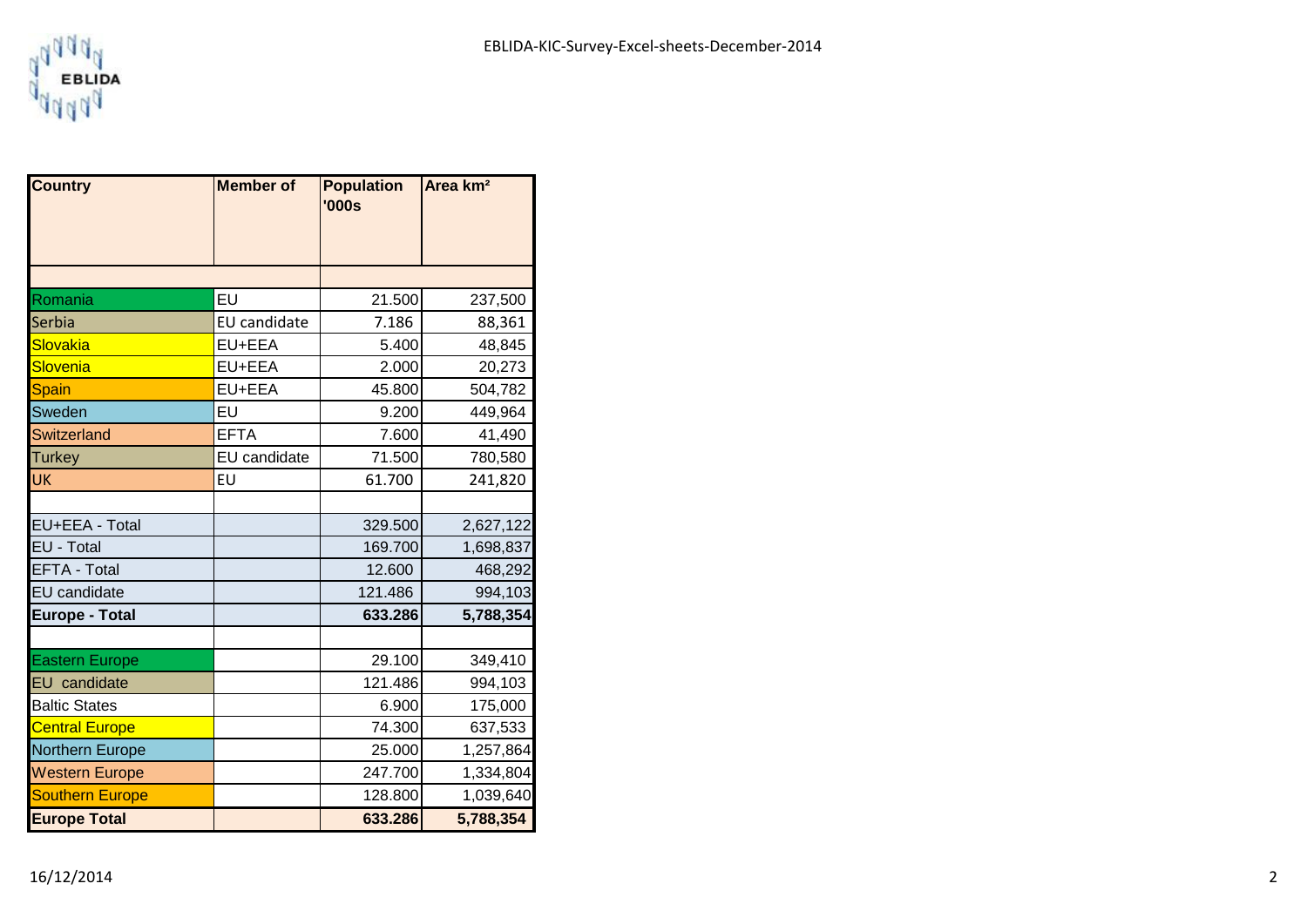| Country | Member of | Population '000s | Area km² |
|---|---|---|---|
| | | | |
| Romania | EU | 21.500 | 237,500 |
| Serbia | EU candidate | 7.186 | 88,361 |
| Slovakia | EU+EEA | 5.400 | 48,845 |
| Slovenia | EU+EEA | 2.000 | 20,273 |
| Spain | EU+EEA | 45.800 | 504,782 |
| Sweden | EU | 9.200 | 449,964 |
| Switzerland | EFTA | 7.600 | 41,490 |
| Turkey | EU candidate | 71.500 | 780,580 |
| UK | EU | 61.700 | 241,820 |
| | | | |
| EU+EEA - Total | | 329.500 | 2,627,122 |
| EU - Total | | 169.700 | 1,698,837 |
| EFTA - Total | | 12.600 | 468,292 |
| EU candidate | | 121.486 | 994,103 |
| **Europe - Total** | | **633.286** | **5,788,354** |
| | | | |
| Eastern Europe | | 29.100 | 349,410 |
| EU candidate | | 121.486 | 994,103 |
| Baltic States | | 6.900 | 175,000 |
| Central Europe | | 74.300 | 637,533 |
| Northern Europe | | 25.000 | 1,257,864 |
| Western Europe | | 247.700 | 1,334,804 |
| Southern Europe | | 128.800 | 1,039,640 |
| **Europe Total** | | **633.286** | **5,788,354** |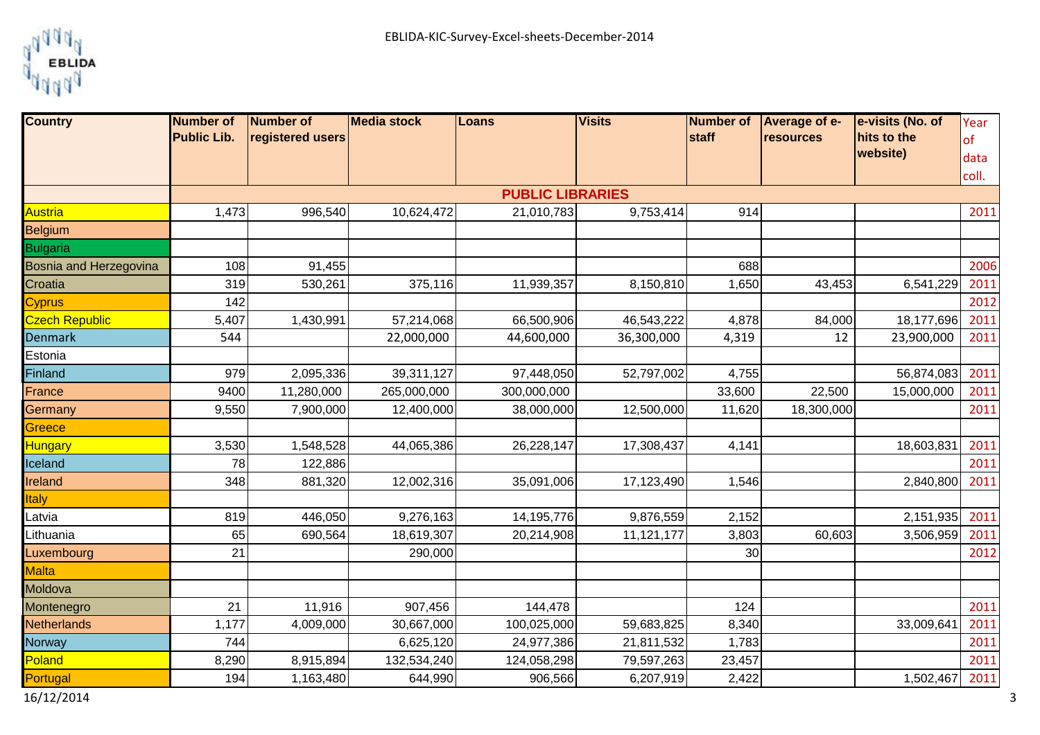| Country | Number of Public Lib. | Number of registered users | Media stock | Loans | Visits | Number of staff | Average of e-resources | e-visits (No. of hits to the website) | Year of data coll. |
|---|---|---|---|---|---|---|---|---|---|
| | | | | **PUBLIC LIBRARIES** | | | | | |
| Austria | 1,473 | 996,540 | 10,624,472 | 21,010,783 | 9,753,414 | 914 | | | 2011 |
| Belgium | | | | | | | | | |
| Bulgaria | | | | | | | | | |
| Bosnia and Herzegovina | 108 | 91,455 | | | | 688 | | | 2006 |
| Croatia | 319 | 530,261 | 375,116 | 11,939,357 | 8,150,810 | 1,650 | 43,453 | 6,541,229 | 2011 |
| Cyprus | 142 | | | | | | | | 2012 |
| Czech Republic | 5,407 | 1,430,991 | 57,214,068 | 66,500,906 | 46,543,222 | 4,878 | 84,000 | 18,177,696 | 2011 |
| Denmark | 544 | | 22,000,000 | 44,600,000 | 36,300,000 | 4,319 | 12 | 23,900,000 | 2011 |
| Estonia | | | | | | | | | |
| Finland | 979 | 2,095,336 | 39,311,127 | 97,448,050 | 52,797,002 | 4,755 | | 56,874,083 | 2011 |
| France | 9400 | 11,280,000 | 265,000,000 | 300,000,000 | | 33,600 | 22,500 | 15,000,000 | 2011 |
| Germany | 9,550 | 7,900,000 | 12,400,000 | 38,000,000 | 12,500,000 | 11,620 | 18,300,000 | | 2011 |
| Greece | | | | | | | | | |
| Hungary | 3,530 | 1,548,528 | 44,065,386 | 26,228,147 | 17,308,437 | 4,141 | | 18,603,831 | 2011 |
| Iceland | 78 | 122,886 | | | | | | | 2011 |
| Ireland | 348 | 881,320 | 12,002,316 | 35,091,006 | 17,123,490 | 1,546 | | 2,840,800 | 2011 |
| Italy | | | | | | | | | |
| Latvia | 819 | 446,050 | 9,276,163 | 14,195,776 | 9,876,559 | 2,152 | | 2,151,935 | 2011 |
| Lithuania | 65 | 690,564 | 18,619,307 | 20,214,908 | 11,121,177 | 3,803 | 60,603 | 3,506,959 | 2011 |
| Luxembourg | 21 | | 290,000 | | | 30 | | | 2012 |
| Malta | | | | | | | | | |
| Moldova | | | | | | | | | |
| Montenegro | 21 | 11,916 | 907,456 | 144,478 | | 124 | | | 2011 |
| Netherlands | 1,177 | 4,009,000 | 30,667,000 | 100,025,000 | 59,683,825 | 8,340 | | 33,009,641 | 2011 |
| Norway | 744 | | 6,625,120 | 24,977,386 | 21,811,532 | 1,783 | | | 2011 |
| Poland | 8,290 | 8,915,894 | 132,534,240 | 124,058,298 | 79,597,263 | 23,457 | | | 2011 |
| Portugal | 194 | 1,163,480 | 644,990 | 906,566 | 6,207,919 | 2,422 | | 1,502,467 | 2011 |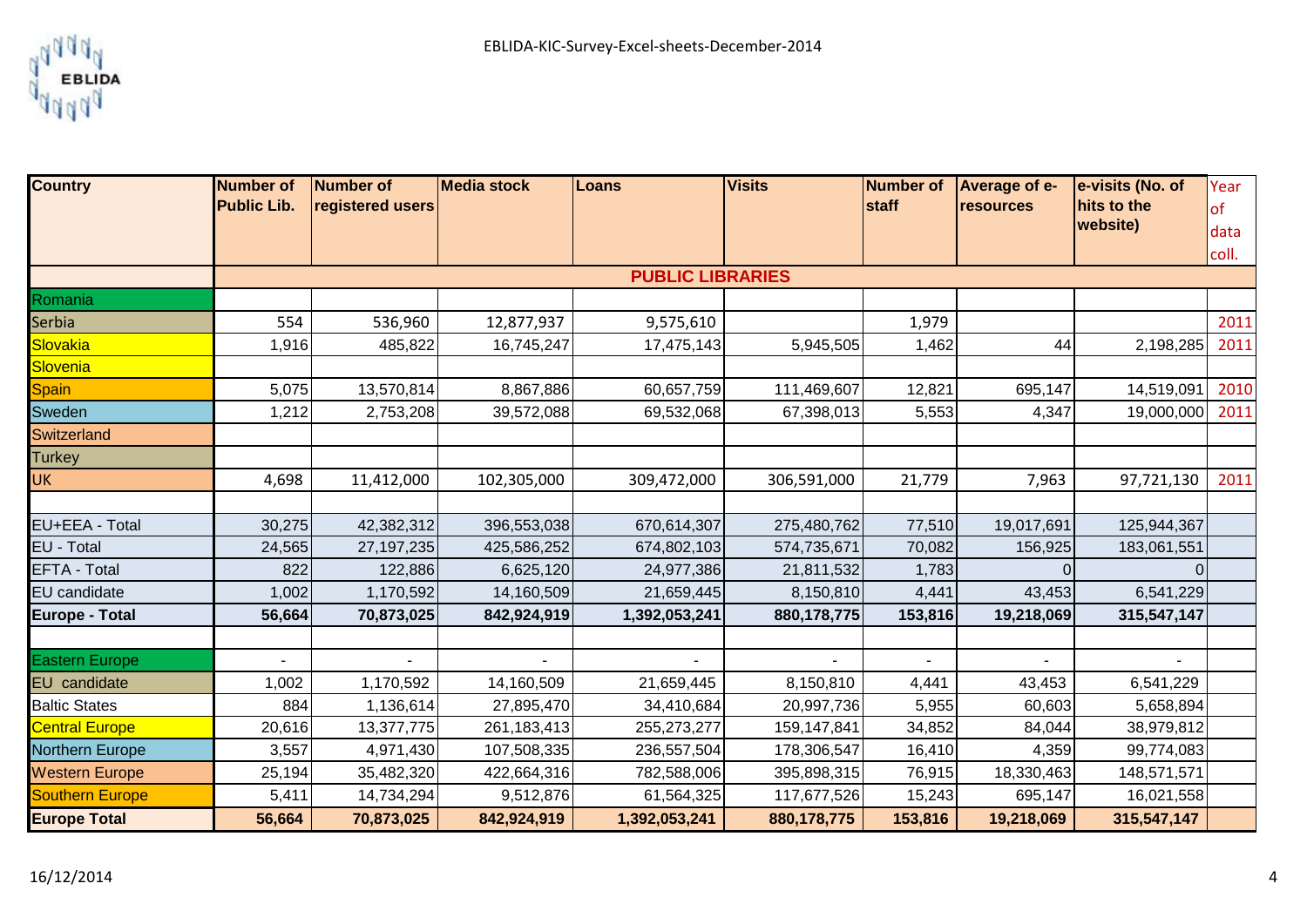| Country | Number of Public Lib. | Number of registered users | Media stock | Loans | Visits | Number of staff | Average of e-resources | e-visits (No. of hits to the website) | Year of data coll. |
|---|---|---|---|---|---|---|---|---|---|
| | | | | PUBLIC LIBRARIES | | | | | |
| Romania | | | | | | | | | |
| Serbia | 554 | 536,960 | 12,877,937 | 9,575,610 | | 1,979 | | | 2011 |
| Slovakia | 1,916 | 485,822 | 16,745,247 | 17,475,143 | 5,945,505 | 1,462 | 44 | 2,198,285 | 2011 |
| Slovenia | | | | | | | | | |
| Spain | 5,075 | 13,570,814 | 8,867,886 | 60,657,759 | 111,469,607 | 12,821 | 695,147 | 14,519,091 | 2010 |
| Sweden | 1,212 | 2,753,208 | 39,572,088 | 69,532,068 | 67,398,013 | 5,553 | 4,347 | 19,000,000 | 2011 |
| Switzerland | | | | | | | | | |
| Turkey | | | | | | | | | |
| UK | 4,698 | 11,412,000 | 102,305,000 | 309,472,000 | 306,591,000 | 21,779 | 7,963 | 97,721,130 | 2011 |
| | | | | | | | | | |
| EU+EEA - Total | 30,275 | 42,382,312 | 396,553,038 | 670,614,307 | 275,480,762 | 77,510 | 19,017,691 | 125,944,367 | |
| EU - Total | 24,565 | 27,197,235 | 425,586,252 | 674,802,103 | 574,735,671 | 70,082 | 156,925 | 183,061,551 | |
| EFTA - Total | 822 | 122,886 | 6,625,120 | 24,977,386 | 21,811,532 | 1,783 | 0 | 0 | |
| EU candidate | 1,002 | 1,170,592 | 14,160,509 | 21,659,445 | 8,150,810 | 4,441 | 43,453 | 6,541,229 | |
| **Europe - Total** | **56,664** | **70,873,025** | **842,924,919** | **1,392,053,241** | **880,178,775** | **153,816** | **19,218,069** | **315,547,147** | |
| | | | | | | | | | |
| Eastern Europe | - | - | - | - | - | - | - | - | |
| EU candidate | 1,002 | 1,170,592 | 14,160,509 | 21,659,445 | 8,150,810 | 4,441 | 43,453 | 6,541,229 | |
| Baltic States | 884 | 1,136,614 | 27,895,470 | 34,410,684 | 20,997,736 | 5,955 | 60,603 | 5,658,894 | |
| Central Europe | 20,616 | 13,377,775 | 261,183,413 | 255,273,277 | 159,147,841 | 34,852 | 84,044 | 38,979,812 | |
| Northern Europe | 3,557 | 4,971,430 | 107,508,335 | 236,557,504 | 178,306,547 | 16,410 | 4,359 | 99,774,083 | |
| Western Europe | 25,194 | 35,482,320 | 422,664,316 | 782,588,006 | 395,898,315 | 76,915 | 18,330,463 | 148,571,571 | |
| Southern Europe | 5,411 | 14,734,294 | 9,512,876 | 61,564,325 | 117,677,526 | 15,243 | 695,147 | 16,021,558 | |
| **Europe Total** | **56,664** | **70,873,025** | **842,924,919** | **1,392,053,241** | **880,178,775** | **153,816** | **19,218,069** | **315,547,147** | |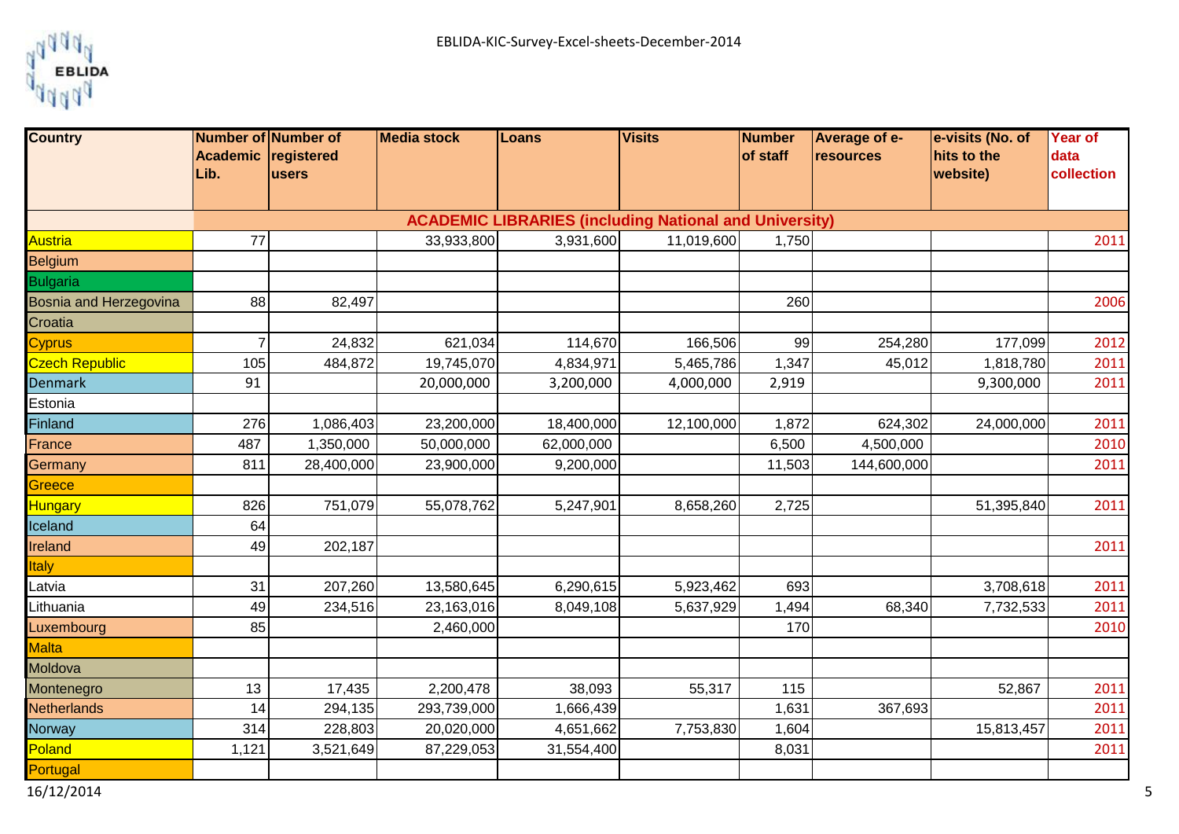| Country | Number of Academic Lib. | Number of registered users | Media stock | Loans | Visits | Number of staff | Average of e-resources | e-visits (No. of hits to the website) | Year of data collection |
|---|---|---|---|---|---|---|---|---|---|
| | ACADEMIC LIBRARIES (including National and University) | | | | | | | | |
| Austria | 77 | | 33,933,800 | 3,931,600 | 11,019,600 | 1,750 | | | 2011 |
| Belgium | | | | | | | | | |
| Bulgaria | | | | | | | | | |
| Bosnia and Herzegovina | 88 | 82,497 | | | | 260 | | | 2006 |
| Croatia | | | | | | | | | |
| Cyprus | 7 | 24,832 | 621,034 | 114,670 | 166,506 | 99 | 254,280 | 177,099 | 2012 |
| Czech Republic | 105 | 484,872 | 19,745,070 | 4,834,971 | 5,465,786 | 1,347 | 45,012 | 1,818,780 | 2011 |
| Denmark | 91 | | 20,000,000 | 3,200,000 | 4,000,000 | 2,919 | | 9,300,000 | 2011 |
| Estonia | | | | | | | | | |
| Finland | 276 | 1,086,403 | 23,200,000 | 18,400,000 | 12,100,000 | 1,872 | 624,302 | 24,000,000 | 2011 |
| France | 487 | 1,350,000 | 50,000,000 | 62,000,000 | | 6,500 | 4,500,000 | | 2010 |
| Germany | 811 | 28,400,000 | 23,900,000 | 9,200,000 | | 11,503 | 144,600,000 | | 2011 |
| Greece | | | | | | | | | |
| Hungary | 826 | 751,079 | 55,078,762 | 5,247,901 | 8,658,260 | 2,725 | | 51,395,840 | 2011 |
| Iceland | 64 | | | | | | | | |
| Ireland | 49 | 202,187 | | | | | | | 2011 |
| Italy | | | | | | | | | |
| Latvia | 31 | 207,260 | 13,580,645 | 6,290,615 | 5,923,462 | 693 | | 3,708,618 | 2011 |
| Lithuania | 49 | 234,516 | 23,163,016 | 8,049,108 | 5,637,929 | 1,494 | 68,340 | 7,732,533 | 2011 |
| Luxembourg | 85 | | 2,460,000 | | | 170 | | | 2010 |
| Malta | | | | | | | | | |
| Moldova | | | | | | | | | |
| Montenegro | 13 | 17,435 | 2,200,478 | 38,093 | 55,317 | 115 | | 52,867 | 2011 |
| Netherlands | 14 | 294,135 | 293,739,000 | 1,666,439 | | 1,631 | 367,693 | | 2011 |
| Norway | 314 | 228,803 | 20,020,000 | 4,651,662 | 7,753,830 | 1,604 | | 15,813,457 | 2011 |
| Poland | 1,121 | 3,521,649 | 87,229,053 | 31,554,400 | | 8,031 | | | 2011 |
| Portugal | | | | | | | | | |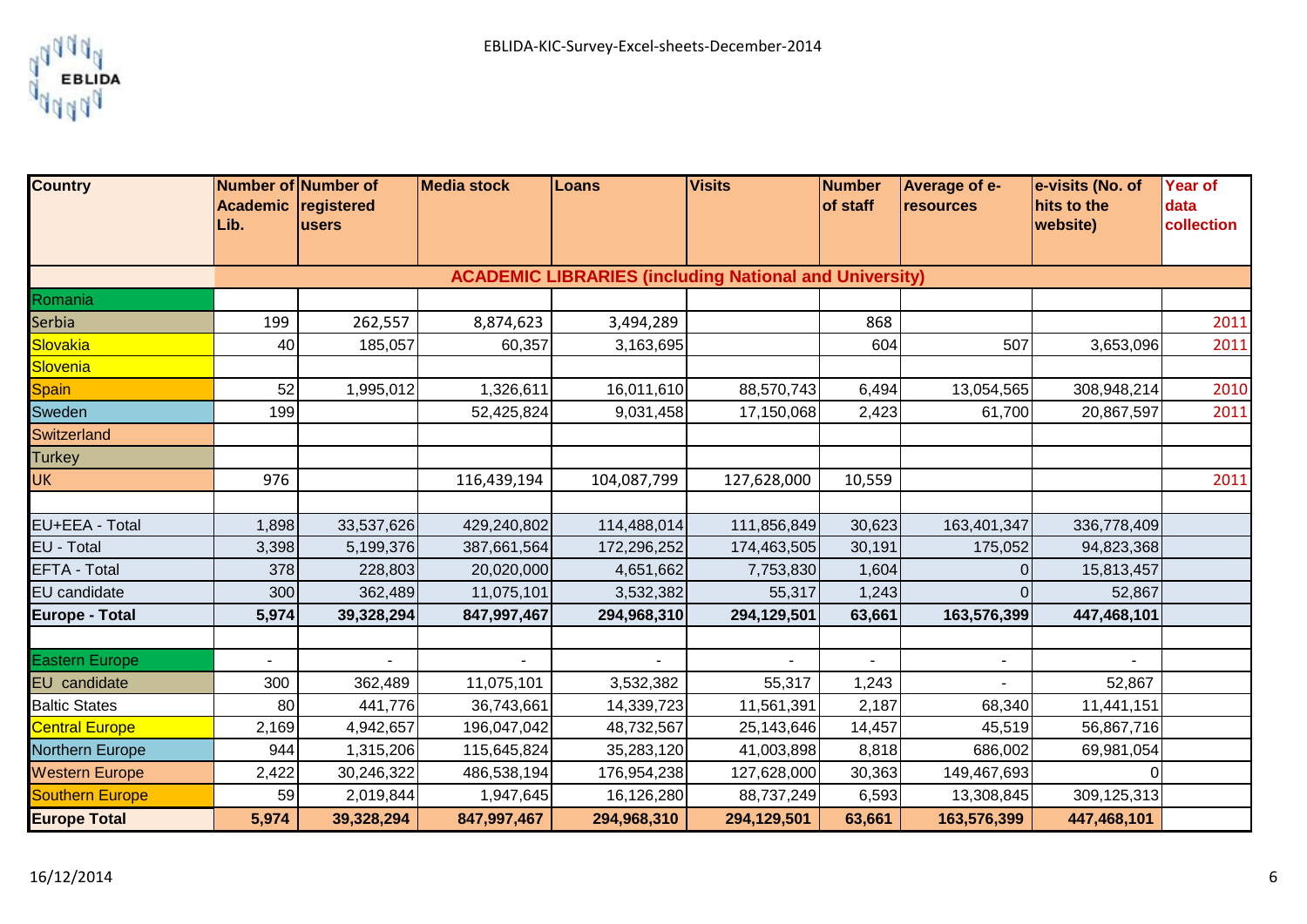| Country | Number of Academic Lib. | Number of registered users | Media stock | Loans | Visits | Number of staff | Average of e-resources | e-visits (No. of hits to the website) | Year of data collection |
|---|---|---|---|---|---|---|---|---|---|
| | **ACADEMIC LIBRARIES (including National and University)** | | | | | | | | |
| Romania | | | | | | | | | |
| Serbia | 199 | 262,557 | 8,874,623 | 3,494,289 | | 868 | | | 2011 |
| Slovakia | 40 | 185,057 | 60,357 | 3,163,695 | | 604 | 507 | 3,653,096 | 2011 |
| Slovenia | | | | | | | | | |
| Spain | 52 | 1,995,012 | 1,326,611 | 16,011,610 | 88,570,743 | 6,494 | 13,054,565 | 308,948,214 | 2010 |
| Sweden | 199 | | 52,425,824 | 9,031,458 | 17,150,068 | 2,423 | 61,700 | 20,867,597 | 2011 |
| Switzerland | | | | | | | | | |
| Turkey | | | | | | | | | |
| UK | 976 | | 116,439,194 | 104,087,799 | 127,628,000 | 10,559 | | | 2011 |
| | | | | | | | | | |
| EU+EEA - Total | 1,898 | 33,537,626 | 429,240,802 | 114,488,014 | 111,856,849 | 30,623 | 163,401,347 | 336,778,409 | |
| EU - Total | 3,398 | 5,199,376 | 387,661,564 | 172,296,252 | 174,463,505 | 30,191 | 175,052 | 94,823,368 | |
| EFTA - Total | 378 | 228,803 | 20,020,000 | 4,651,662 | 7,753,830 | 1,604 | 0 | 15,813,457 | |
| EU candidate | 300 | 362,489 | 11,075,101 | 3,532,382 | 55,317 | 1,243 | 0 | 52,867 | |
| **Europe - Total** | **5,974** | **39,328,294** | **847,997,467** | **294,968,310** | **294,129,501** | **63,661** | **163,576,399** | **447,468,101** | |
| | | | | | | | | | |
| Eastern Europe | - | - | - | - | - | - | - | - | |
| EU candidate | 300 | 362,489 | 11,075,101 | 3,532,382 | 55,317 | 1,243 | - | 52,867 | |
| Baltic States | 80 | 441,776 | 36,743,661 | 14,339,723 | 11,561,391 | 2,187 | 68,340 | 11,441,151 | |
| Central Europe | 2,169 | 4,942,657 | 196,047,042 | 48,732,567 | 25,143,646 | 14,457 | 45,519 | 56,867,716 | |
| Northern Europe | 944 | 1,315,206 | 115,645,824 | 35,283,120 | 41,003,898 | 8,818 | 686,002 | 69,981,054 | |
| Western Europe | 2,422 | 30,246,322 | 486,538,194 | 176,954,238 | 127,628,000 | 30,363 | 149,467,693 | 0 | |
| Southern Europe | 59 | 2,019,844 | 1,947,645 | 16,126,280 | 88,737,249 | 6,593 | 13,308,845 | 309,125,313 | |
| **Europe Total** | **5,974** | **39,328,294** | **847,997,467** | **294,968,310** | **294,129,501** | **63,661** | **163,576,399** | **447,468,101** | |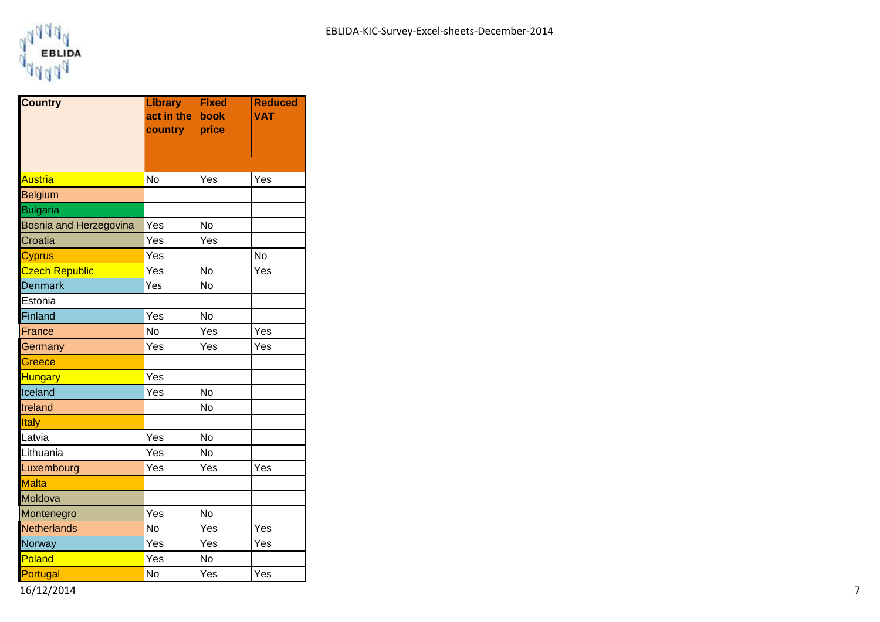| Country | Library act in the country | Fixed book price | Reduced VAT |
|---|---|---|---|
| | | | |
| Austria | No | Yes | Yes |
| Belgium | | | |
| Bulgaria | | | |
| Bosnia and Herzegovina | Yes | No | |
| Croatia | Yes | Yes | |
| Cyprus | Yes | | No |
| Czech Republic | Yes | No | Yes |
| Denmark | Yes | No | |
| Estonia | | | |
| Finland | Yes | No | |
| France | No | Yes | Yes |
| Germany | Yes | Yes | Yes |
| Greece | | | |
| Hungary | Yes | | |
| Iceland | Yes | No | |
| Ireland | | No | |
| Italy | | | |
| Latvia | Yes | No | |
| Lithuania | Yes | No | |
| Luxembourg | Yes | Yes | Yes |
| Malta | | | |
| Moldova | | | |
| Montenegro | Yes | No | |
| Netherlands | No | Yes | Yes |
| Norway | Yes | Yes | Yes |
| Poland | Yes | No | |
| Portugal | No | Yes | Yes |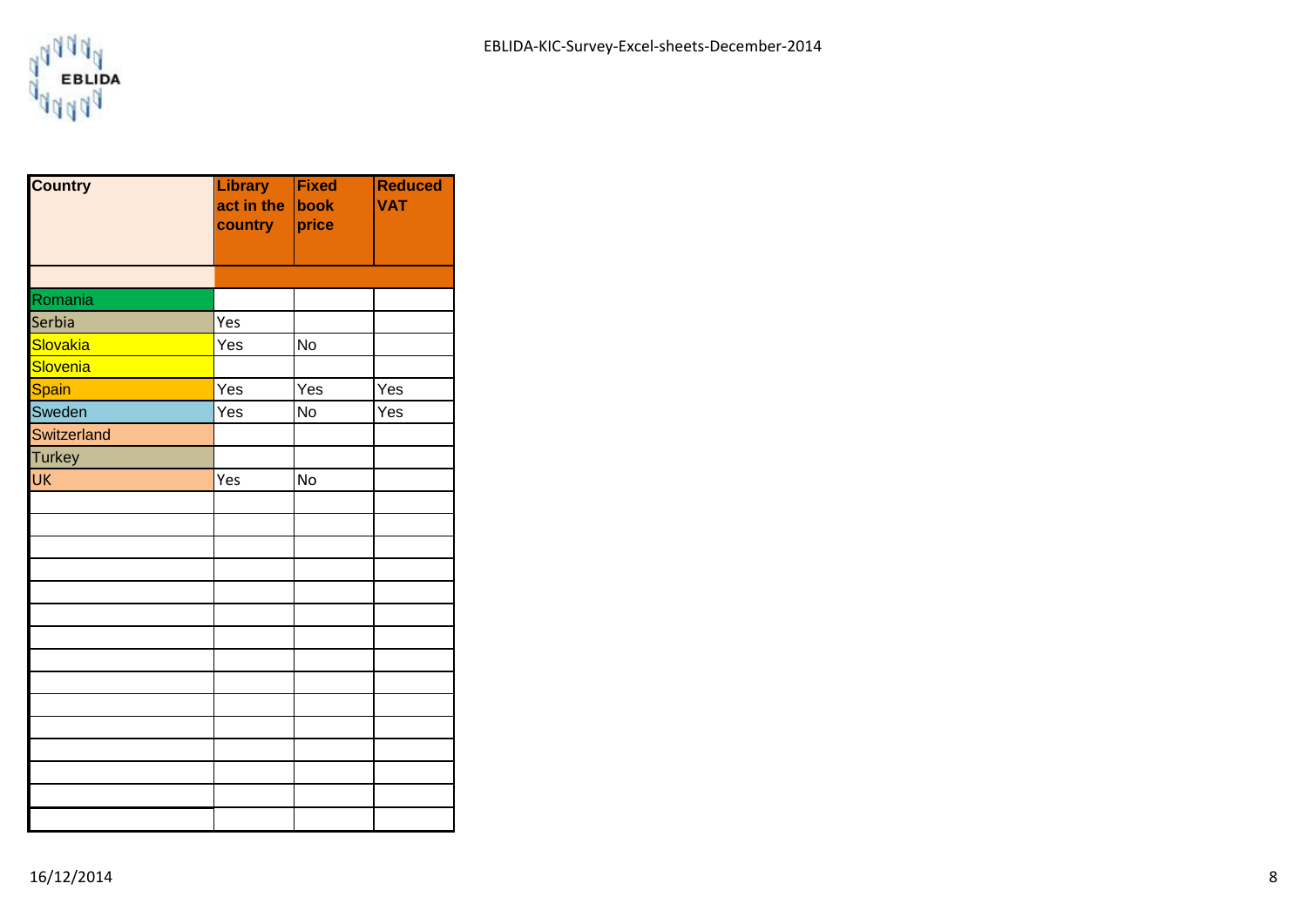| Country | Library act in the country | Fixed book price | Reduced VAT |
|---|---|---|---|
| | | | |
| Romania | | | |
| Serbia | Yes | | |
| Slovakia | Yes | No | |
| Slovenia | | | |
| Spain | Yes | Yes | Yes |
| Sweden | Yes | No | Yes |
| Switzerland | | | |
| Turkey | | | |
| UK | Yes | No | |